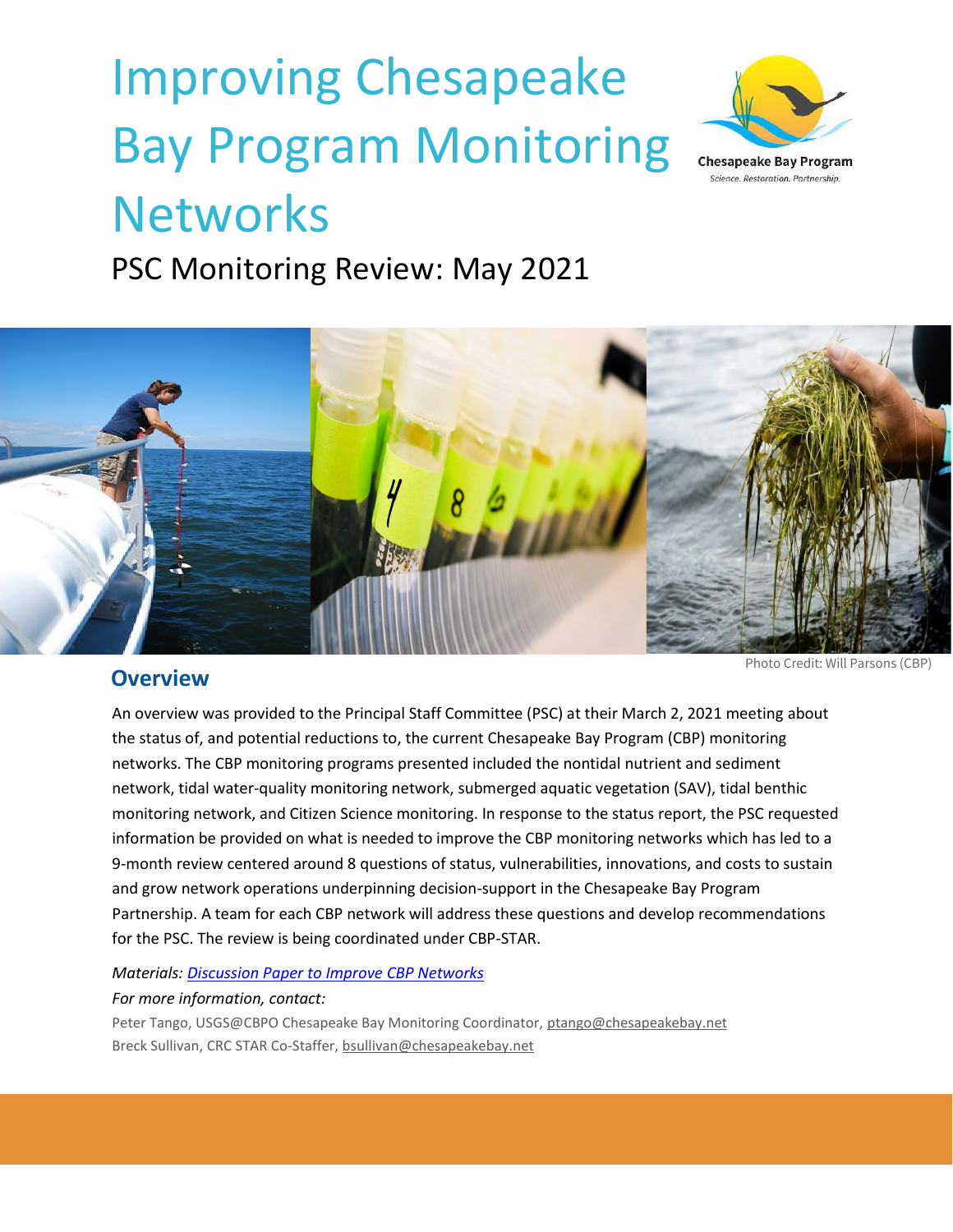# Improving Chesapeake Bay Program Monitoring Networks

Chesapeake Bay Program
Science. Restoration. Partnership.

## PSC Monitoring Review: May 2021

Photo Credit: Will Parsons (CBP)

### Overview

An overview was provided to the Principal Staff Committee (PSC) at their March 2, 2021 meeting about the status of, and potential reductions to, the current Chesapeake Bay Program (CBP) monitoring networks. The CBP monitoring programs presented included the nontidal nutrient and sediment network, tidal water-quality monitoring network, submerged aquatic vegetation (SAV), tidal benthic monitoring network, and Citizen Science monitoring. In response to the status report, the PSC requested information be provided on what is needed to improve the CBP monitoring networks which has led to a 9-month review centered around 8 questions of status, vulnerabilities, innovations, and costs to sustain and grow network operations underpinning decision-support in the Chesapeake Bay Program Partnership. A team for each CBP network will address these questions and develop recommendations for the PSC. The review is being coordinated under CBP-STAR.

*Materials: [Discussion Paper to Improve CBP Networks](Discussion Paper to Improve CBP Networks)*

*For more information, contact:*

Peter Tango, USGS@CBPO Chesapeake Bay Monitoring Coordinator, ptango@chesapeakebay.net
Breck Sullivan, CRC STAR Co-Staffer, bsullivan@chesapeakebay.net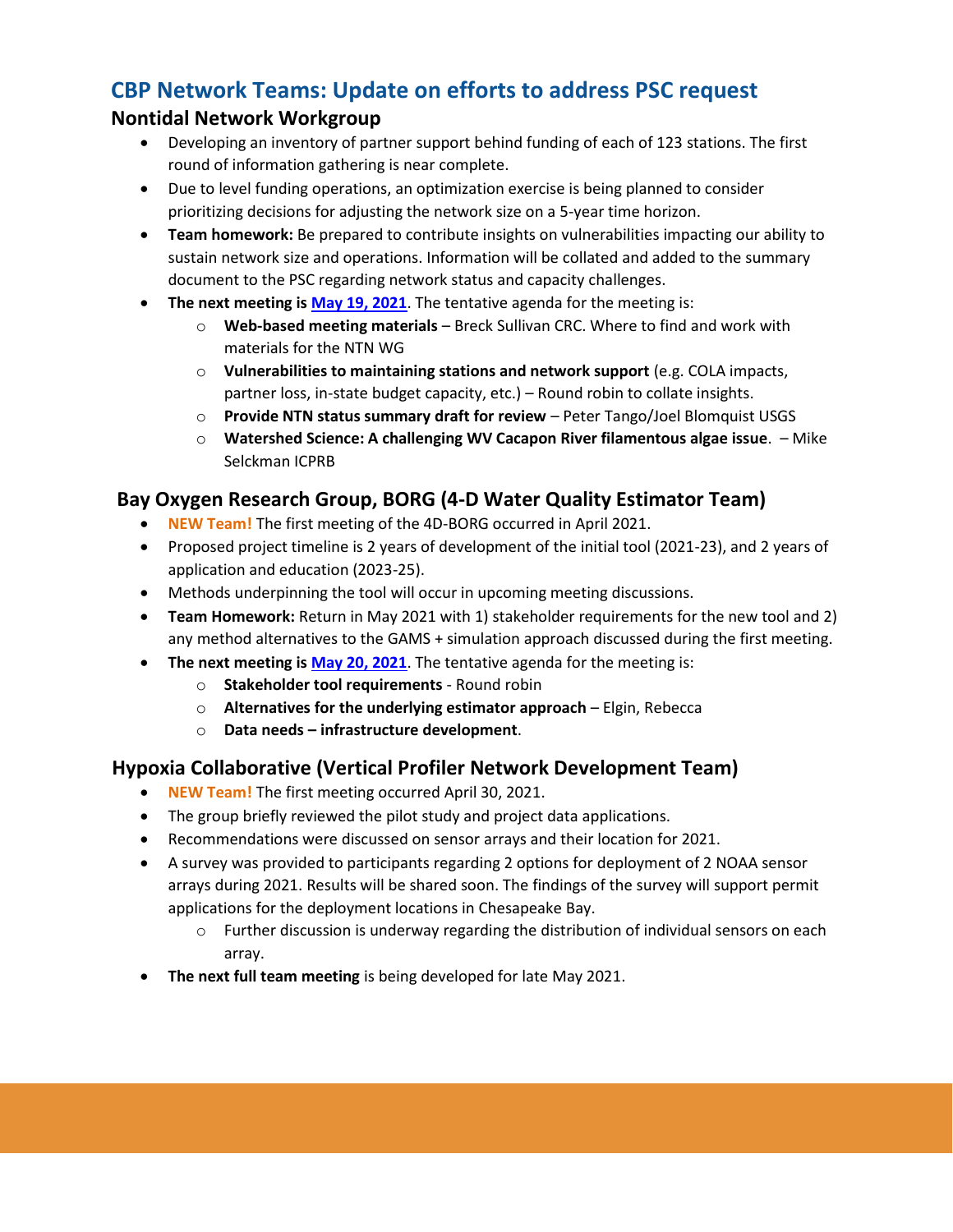# CBP Network Teams: Update on efforts to address PSC request

## Nontidal Network Workgroup

- Developing an inventory of partner support behind funding of each of 123 stations. The first round of information gathering is near complete.
- Due to level funding operations, an optimization exercise is being planned to consider prioritizing decisions for adjusting the network size on a 5-year time horizon.
- **Team homework:** Be prepared to contribute insights on vulnerabilities impacting our ability to sustain network size and operations. Information will be collated and added to the summary document to the PSC regarding network status and capacity challenges.
- **The next meeting is May 19, 2021**. The tentative agenda for the meeting is:
  - **Web-based meeting materials** – Breck Sullivan CRC. Where to find and work with materials for the NTN WG
  - **Vulnerabilities to maintaining stations and network support** (e.g. COLA impacts, partner loss, in-state budget capacity, etc.) – Round robin to collate insights.
  - **Provide NTN status summary draft for review** – Peter Tango/Joel Blomquist USGS
  - **Watershed Science: A challenging WV Cacapon River filamentous algae issue**. – Mike Selckman ICPRB

## Bay Oxygen Research Group, BORG (4-D Water Quality Estimator Team)

- **NEW Team!** The first meeting of the 4D-BORG occurred in April 2021.
- Proposed project timeline is 2 years of development of the initial tool (2021-23), and 2 years of application and education (2023-25).
- Methods underpinning the tool will occur in upcoming meeting discussions.
- **Team Homework:** Return in May 2021 with 1) stakeholder requirements for the new tool and 2) any method alternatives to the GAMS + simulation approach discussed during the first meeting.
- **The next meeting is May 20, 2021**. The tentative agenda for the meeting is:
  - **Stakeholder tool requirements** - Round robin
  - **Alternatives for the underlying estimator approach** – Elgin, Rebecca
  - **Data needs – infrastructure development**.

## Hypoxia Collaborative (Vertical Profiler Network Development Team)

- **NEW Team!** The first meeting occurred April 30, 2021.
- The group briefly reviewed the pilot study and project data applications.
- Recommendations were discussed on sensor arrays and their location for 2021.
- A survey was provided to participants regarding 2 options for deployment of 2 NOAA sensor arrays during 2021. Results will be shared soon. The findings of the survey will support permit applications for the deployment locations in Chesapeake Bay.
  - Further discussion is underway regarding the distribution of individual sensors on each array.
- **The next full team meeting** is being developed for late May 2021.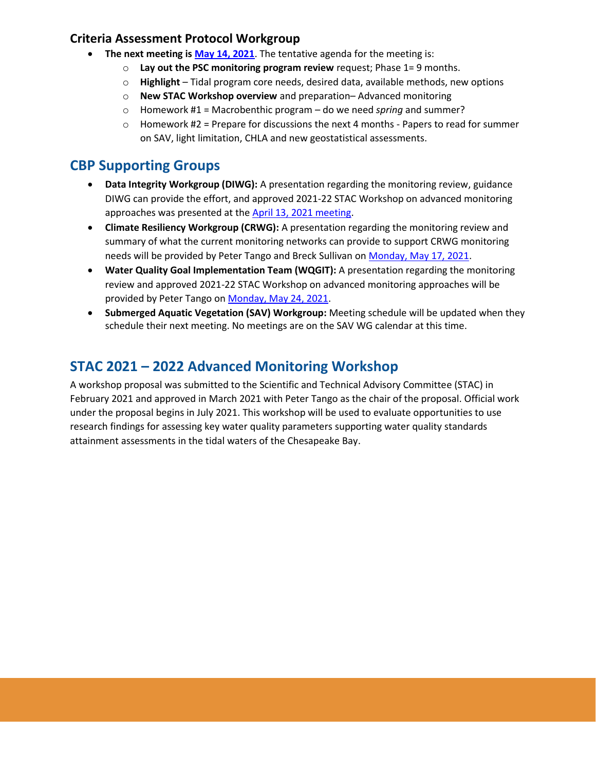### Criteria Assessment Protocol Workgroup

- **The next meeting is May 14, 2021**. The tentative agenda for the meeting is:
    - **Lay out the PSC monitoring program review** request; Phase 1= 9 months.
    - **Highlight** – Tidal program core needs, desired data, available methods, new options
    - **New STAC Workshop overview** and preparation– Advanced monitoring
    - Homework #1 = Macrobenthic program – do we need *spring* and summer?
    - Homework #2 = Prepare for discussions the next 4 months - Papers to read for summer on SAV, light limitation, CHLA and new geostatistical assessments.

## CBP Supporting Groups

- **Data Integrity Workgroup (DIWG):** A presentation regarding the monitoring review, guidance DIWG can provide the effort, and approved 2021-22 STAC Workshop on advanced monitoring approaches was presented at the April 13, 2021 meeting.
- **Climate Resiliency Workgroup (CRWG):** A presentation regarding the monitoring review and summary of what the current monitoring networks can provide to support CRWG monitoring needs will be provided by Peter Tango and Breck Sullivan on Monday, May 17, 2021.
- **Water Quality Goal Implementation Team (WQGIT):** A presentation regarding the monitoring review and approved 2021-22 STAC Workshop on advanced monitoring approaches will be provided by Peter Tango on Monday, May 24, 2021.
- **Submerged Aquatic Vegetation (SAV) Workgroup:** Meeting schedule will be updated when they schedule their next meeting. No meetings are on the SAV WG calendar at this time.

## STAC 2021 – 2022 Advanced Monitoring Workshop

A workshop proposal was submitted to the Scientific and Technical Advisory Committee (STAC) in February 2021 and approved in March 2021 with Peter Tango as the chair of the proposal. Official work under the proposal begins in July 2021. This workshop will be used to evaluate opportunities to use research findings for assessing key water quality parameters supporting water quality standards attainment assessments in the tidal waters of the Chesapeake Bay.